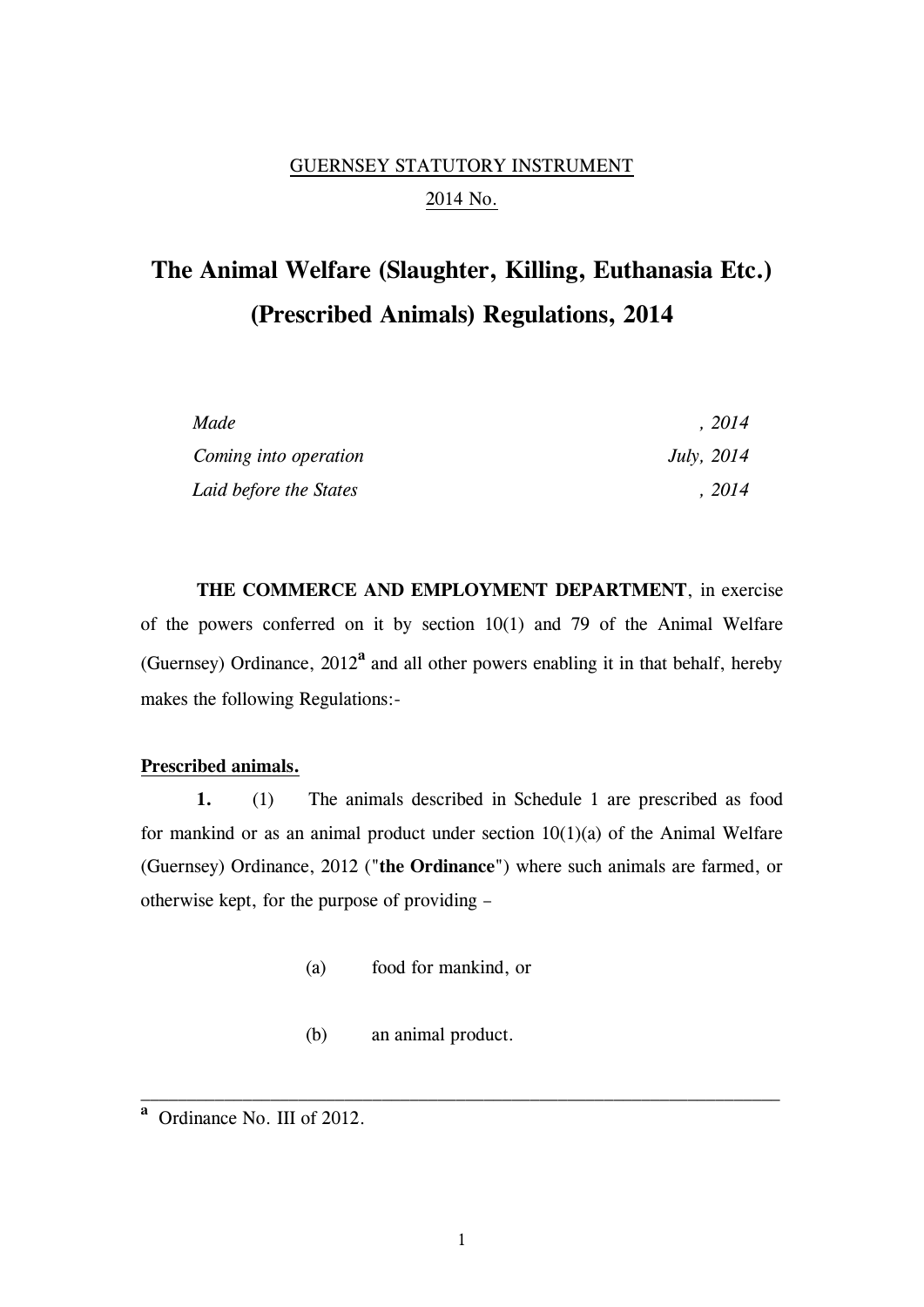GUERNSEY STATUTORY INSTRUMENT

2014 No.

# The Animal Welfare (Slaughter, Killing, Euthanasia Etc.) (Prescribed Animals) Regulations, 2014

| | |
|---|---|
| *Made* | *, 2014* |
| *Coming into operation* | *July, 2014* |
| *Laid before the States* | *, 2014* |

**THE COMMERCE AND EMPLOYMENT DEPARTMENT**, in exercise of the powers conferred on it by section 10(1) and 79 of the Animal Welfare (Guernsey) Ordinance, 2012[a] and all other powers enabling it in that behalf, hereby makes the following Regulations:-

**Prescribed animals.**

**1.** (1) The animals described in Schedule 1 are prescribed as food for mankind or as an animal product under section 10(1)(a) of the Animal Welfare (Guernsey) Ordinance, 2012 ("**the Ordinance**") where such animals are farmed, or otherwise kept, for the purpose of providing –

(a) food for mankind, or

(b) an animal product.

---

[a] Ordinance No. III of 2012.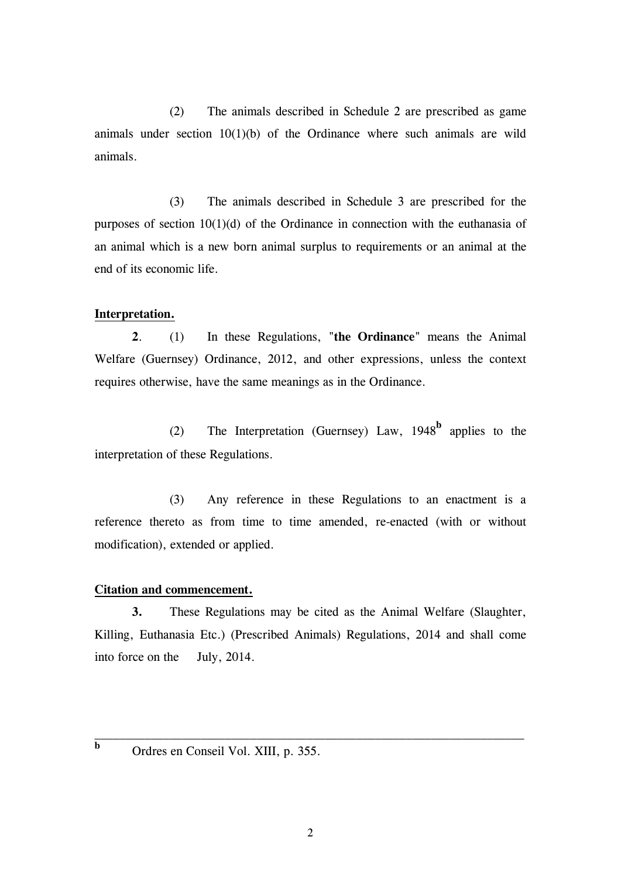(2) The animals described in Schedule 2 are prescribed as game animals under section 10(1)(b) of the Ordinance where such animals are wild animals.

(3) The animals described in Schedule 3 are prescribed for the purposes of section 10(1)(d) of the Ordinance in connection with the euthanasia of an animal which is a new born animal surplus to requirements or an animal at the end of its economic life.

**Interpretation.**

**2**. (1) In these Regulations, "**the Ordinance**" means the Animal Welfare (Guernsey) Ordinance, 2012, and other expressions, unless the context requires otherwise, have the same meanings as in the Ordinance.

(2) The Interpretation (Guernsey) Law, 1948[b] applies to the interpretation of these Regulations.

(3) Any reference in these Regulations to an enactment is a reference thereto as from time to time amended, re-enacted (with or without modification), extended or applied.

**Citation and commencement.**

**3.** These Regulations may be cited as the Animal Welfare (Slaughter, Killing, Euthanasia Etc.) (Prescribed Animals) Regulations, 2014 and shall come into force on the July, 2014.

---

[b] Ordres en Conseil Vol. XIII, p. 355.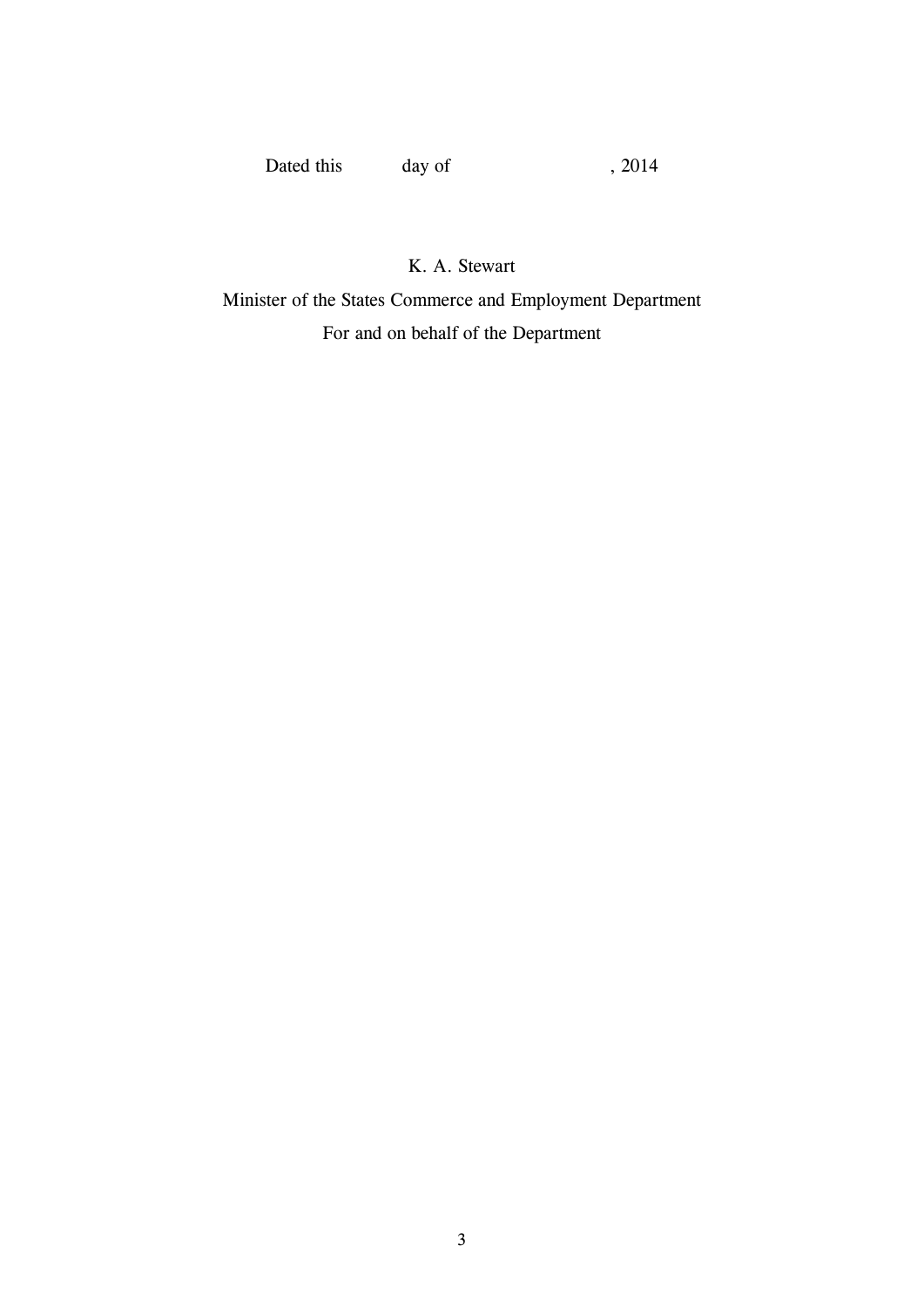Dated this day of , 2014

K. A. Stewart

Minister of the States Commerce and Employment Department

For and on behalf of the Department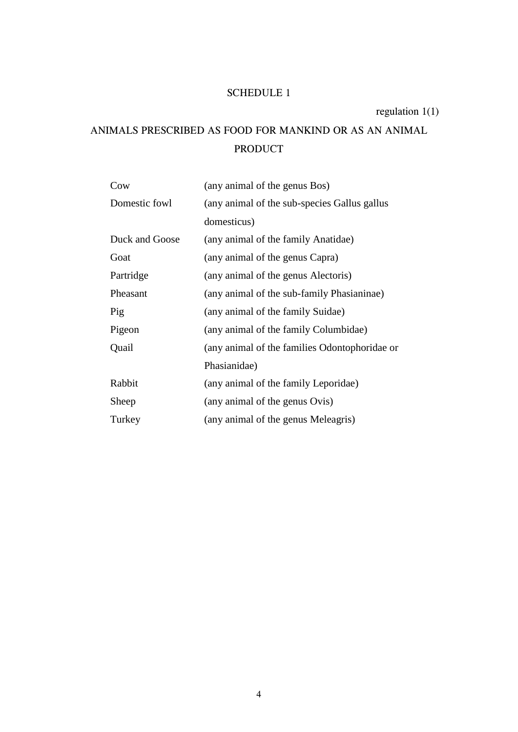# SCHEDULE 1

regulation 1(1)

## ANIMALS PRESCRIBED AS FOOD FOR MANKIND OR AS AN ANIMAL PRODUCT

| | |
|---|---|
| Cow | (any animal of the genus Bos) |
| Domestic fowl | (any animal of the sub-species Gallus gallus domesticus) |
| Duck and Goose | (any animal of the family Anatidae) |
| Goat | (any animal of the genus Capra) |
| Partridge | (any animal of the genus Alectoris) |
| Pheasant | (any animal of the sub-family Phasianinae) |
| Pig | (any animal of the family Suidae) |
| Pigeon | (any animal of the family Columbidae) |
| Quail | (any animal of the families Odontophoridae or Phasianidae) |
| Rabbit | (any animal of the family Leporidae) |
| Sheep | (any animal of the genus Ovis) |
| Turkey | (any animal of the genus Meleagris) |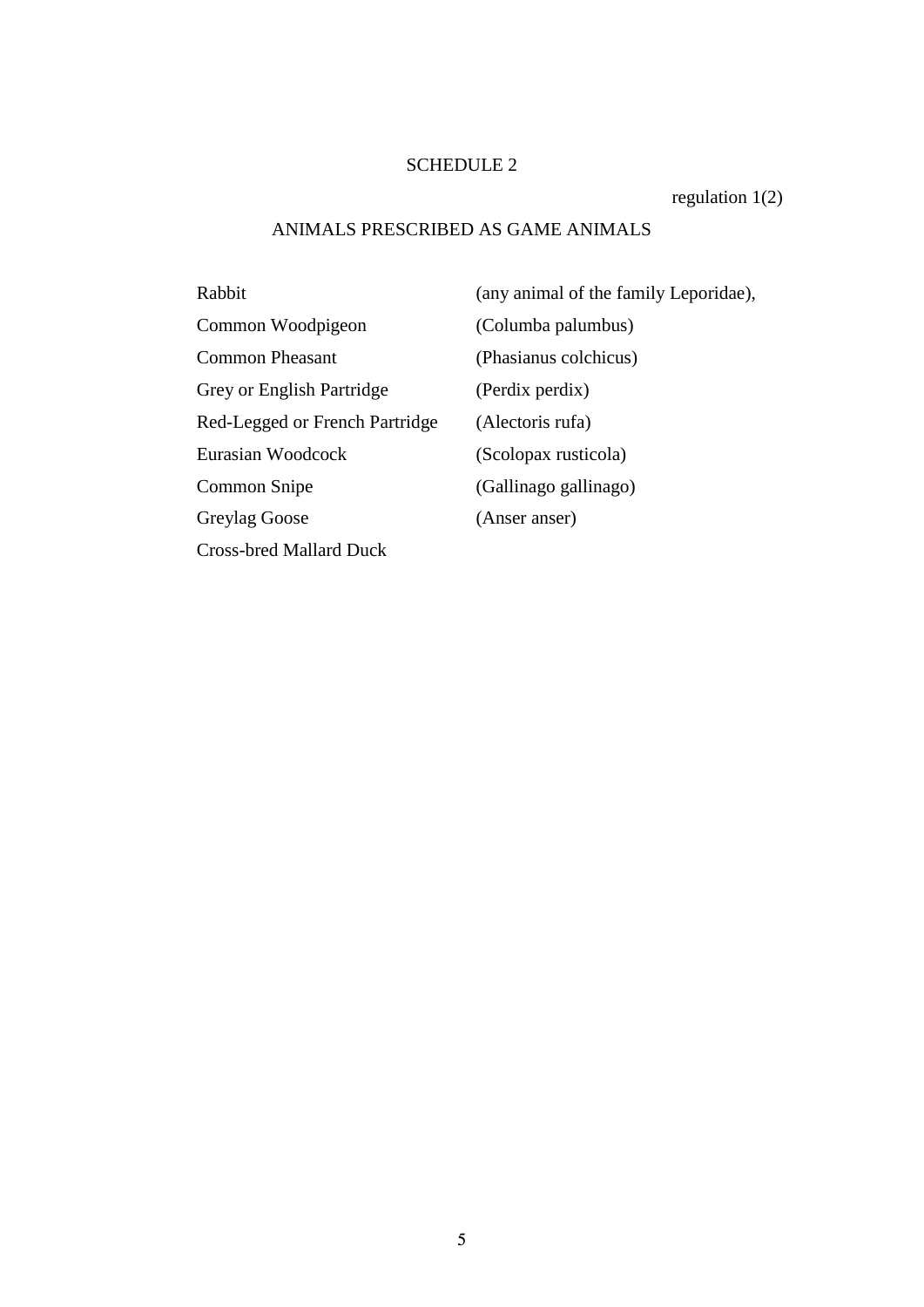# SCHEDULE 2

regulation 1(2)

## ANIMALS PRESCRIBED AS GAME ANIMALS

| | |
|---|---|
| Rabbit | (any animal of the family Leporidae), |
| Common Woodpigeon | (Columba palumbus) |
| Common Pheasant | (Phasianus colchicus) |
| Grey or English Partridge | (Perdix perdix) |
| Red-Legged or French Partridge | (Alectoris rufa) |
| Eurasian Woodcock | (Scolopax rusticola) |
| Common Snipe | (Gallinago gallinago) |
| Greylag Goose | (Anser anser) |
| Cross-bred Mallard Duck | |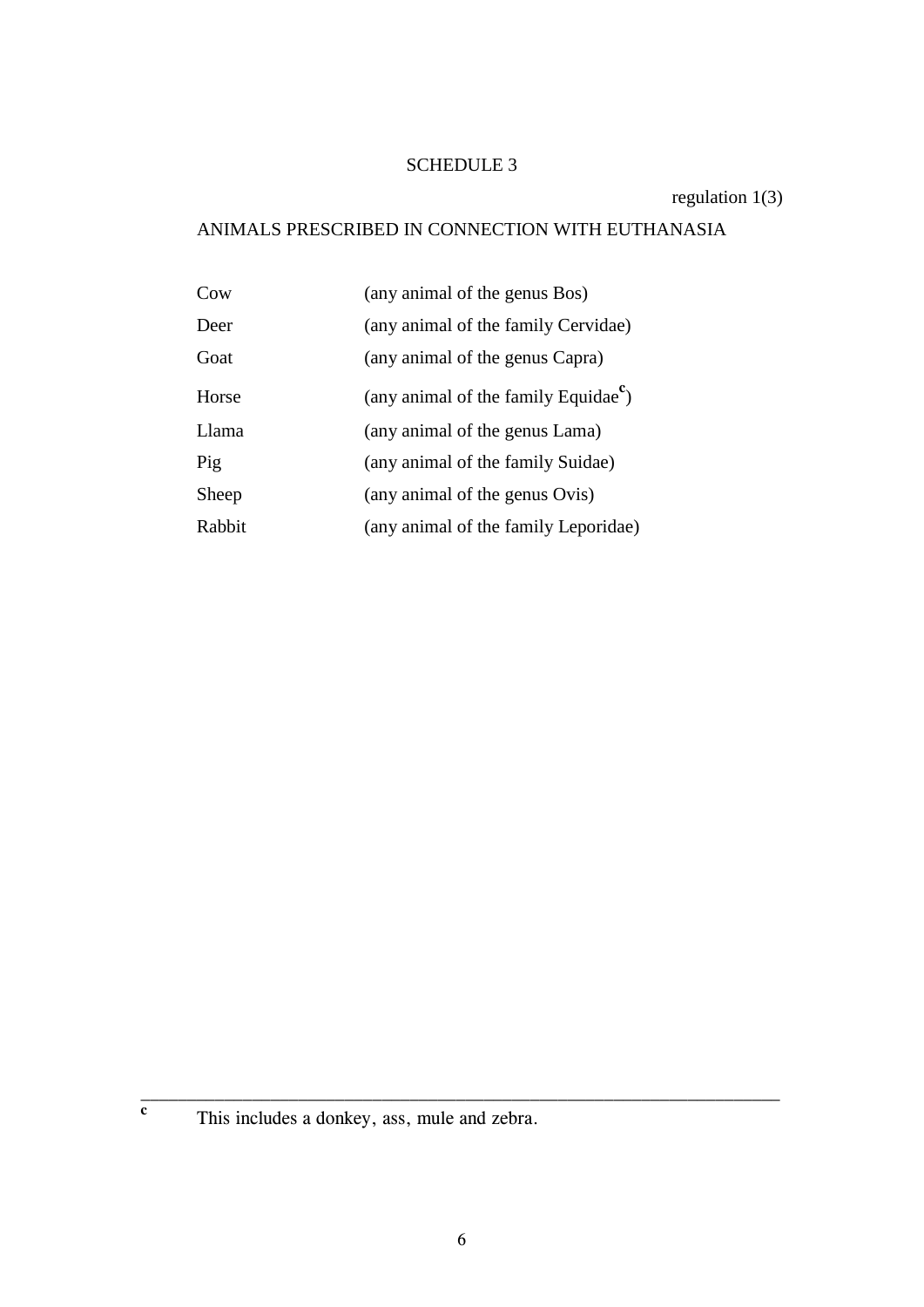# SCHEDULE 3

regulation 1(3)

## ANIMALS PRESCRIBED IN CONNECTION WITH EUTHANASIA

| | |
|---|---|
| Cow | (any animal of the genus Bos) |
| Deer | (any animal of the family Cervidae) |
| Goat | (any animal of the genus Capra) |
| Horse | (any animal of the family Equidae[c]) |
| Llama | (any animal of the genus Lama) |
| Pig | (any animal of the family Suidae) |
| Sheep | (any animal of the genus Ovis) |
| Rabbit | (any animal of the family Leporidae) |

---

[c] This includes a donkey, ass, mule and zebra.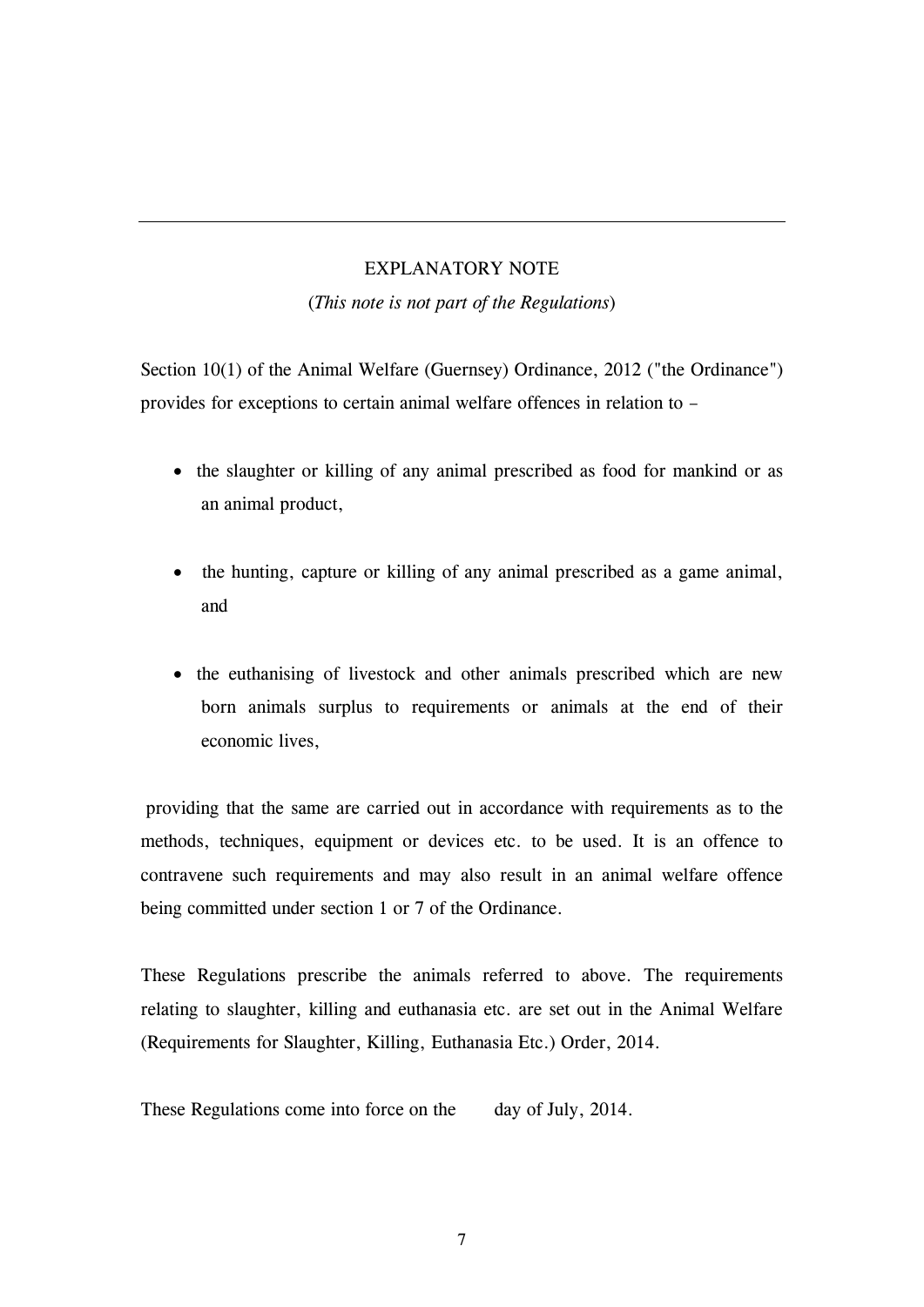EXPLANATORY NOTE

(*This note is not part of the Regulations*)

Section 10(1) of the Animal Welfare (Guernsey) Ordinance, 2012 ("the Ordinance") provides for exceptions to certain animal welfare offences in relation to –

- the slaughter or killing of any animal prescribed as food for mankind or as an animal product,
- the hunting, capture or killing of any animal prescribed as a game animal, and
- the euthanising of livestock and other animals prescribed which are new born animals surplus to requirements or animals at the end of their economic lives,

providing that the same are carried out in accordance with requirements as to the methods, techniques, equipment or devices etc. to be used. It is an offence to contravene such requirements and may also result in an animal welfare offence being committed under section 1 or 7 of the Ordinance.

These Regulations prescribe the animals referred to above. The requirements relating to slaughter, killing and euthanasia etc. are set out in the Animal Welfare (Requirements for Slaughter, Killing, Euthanasia Etc.) Order, 2014.

These Regulations come into force on the        day of July, 2014.